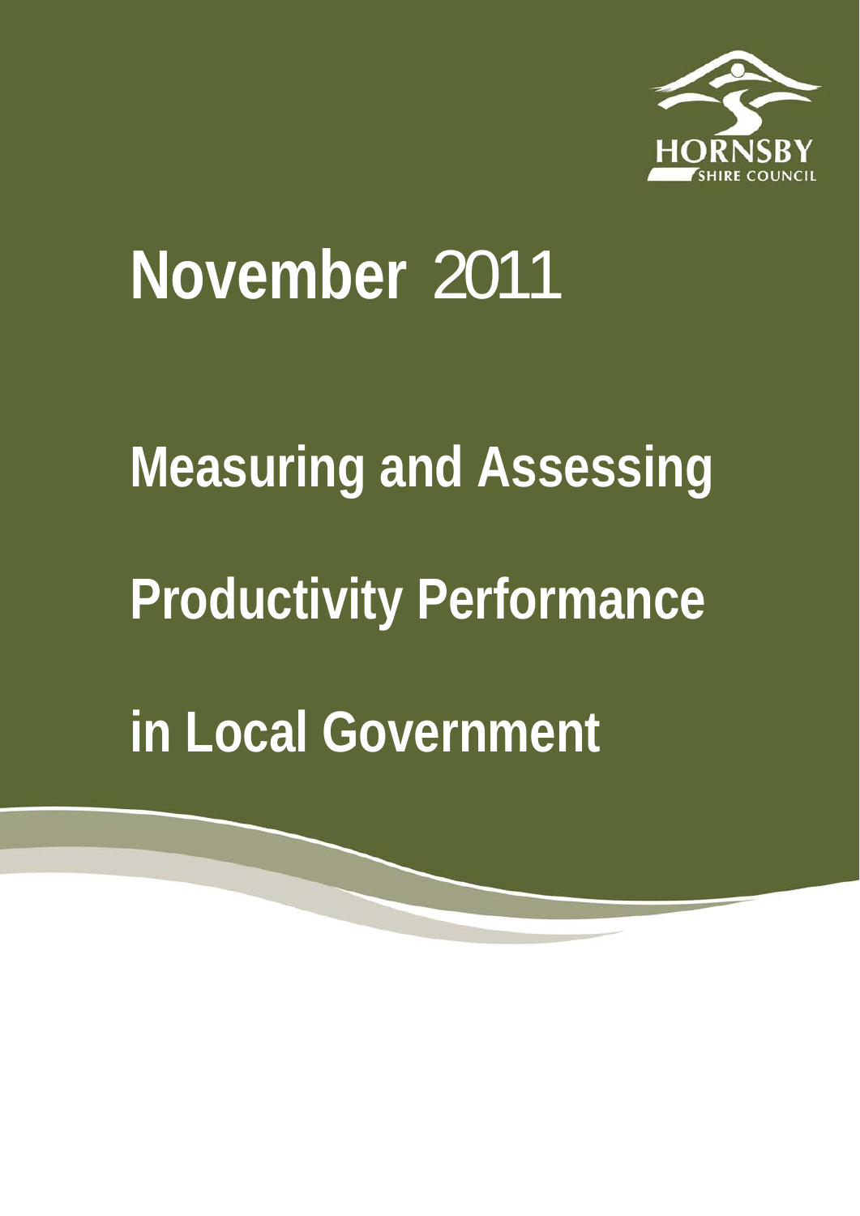HORNSBY SHIRE COUNCIL

# November 2011

# Measuring and Assessing Productivity Performance in Local Government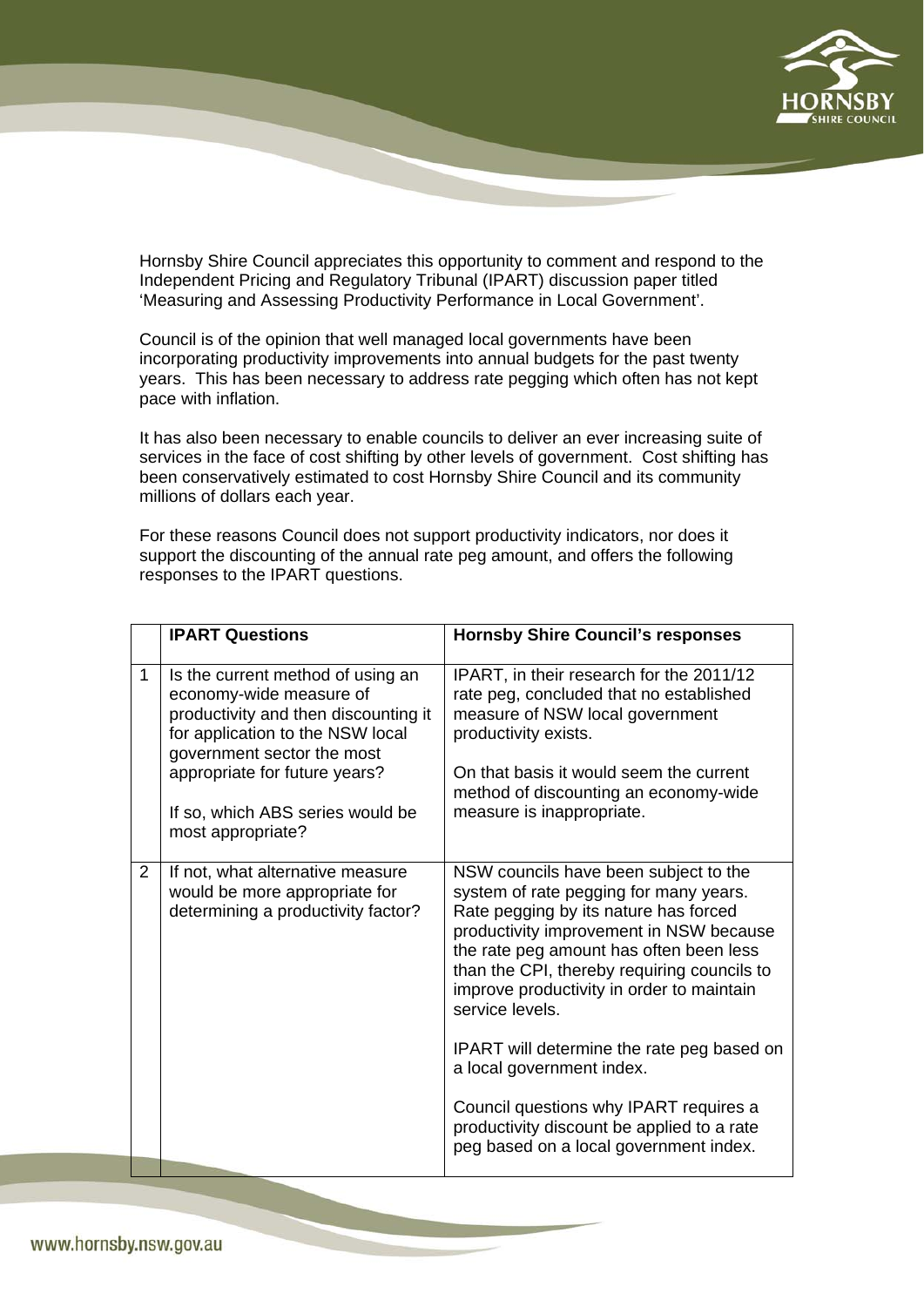Hornsby Shire Council appreciates this opportunity to comment and respond to the Independent Pricing and Regulatory Tribunal (IPART) discussion paper titled 'Measuring and Assessing Productivity Performance in Local Government'.

Council is of the opinion that well managed local governments have been incorporating productivity improvements into annual budgets for the past twenty years. This has been necessary to address rate pegging which often has not kept pace with inflation.

It has also been necessary to enable councils to deliver an ever increasing suite of services in the face of cost shifting by other levels of government. Cost shifting has been conservatively estimated to cost Hornsby Shire Council and its community millions of dollars each year.

For these reasons Council does not support productivity indicators, nor does it support the discounting of the annual rate peg amount, and offers the following responses to the IPART questions.

| | **IPART Questions** | **Hornsby Shire Council's responses** |
|---|---|---|
| 1 | Is the current method of using an economy-wide measure of productivity and then discounting it for application to the NSW local government sector the most appropriate for future years?<br><br>If so, which ABS series would be most appropriate? | IPART, in their research for the 2011/12 rate peg, concluded that no established measure of NSW local government productivity exists.<br><br>On that basis it would seem the current method of discounting an economy-wide measure is inappropriate. |
| 2 | If not, what alternative measure would be more appropriate for determining a productivity factor? | NSW councils have been subject to the system of rate pegging for many years. Rate pegging by its nature has forced productivity improvement in NSW because the rate peg amount has often been less than the CPI, thereby requiring councils to improve productivity in order to maintain service levels.<br><br>IPART will determine the rate peg based on a local government index.<br><br>Council questions why IPART requires a productivity discount be applied to a rate peg based on a local government index. |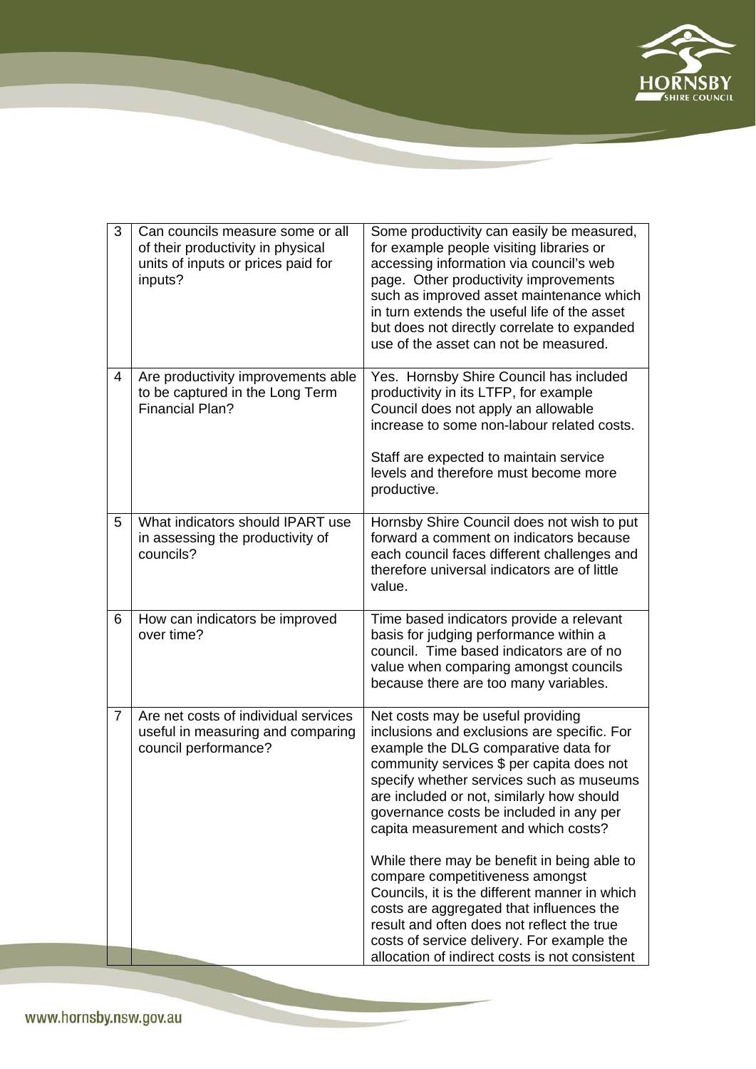| 3 | Can councils measure some or all of their productivity in physical units of inputs or prices paid for inputs? | Some productivity can easily be measured, for example people visiting libraries or accessing information via council's web page. Other productivity improvements such as improved asset maintenance which in turn extends the useful life of the asset but does not directly correlate to expanded use of the asset can not be measured. |
|---|---|---|
| 4 | Are productivity improvements able to be captured in the Long Term Financial Plan? | Yes. Hornsby Shire Council has included productivity in its LTFP, for example Council does not apply an allowable increase to some non-labour related costs.<br><br>Staff are expected to maintain service levels and therefore must become more productive. |
| 5 | What indicators should IPART use in assessing the productivity of councils? | Hornsby Shire Council does not wish to put forward a comment on indicators because each council faces different challenges and therefore universal indicators are of little value. |
| 6 | How can indicators be improved over time? | Time based indicators provide a relevant basis for judging performance within a council. Time based indicators are of no value when comparing amongst councils because there are too many variables. |
| 7 | Are net costs of individual services useful in measuring and comparing council performance? | Net costs may be useful providing inclusions and exclusions are specific. For example the DLG comparative data for community services $ per capita does not specify whether services such as museums are included or not, similarly how should governance costs be included in any per capita measurement and which costs?<br><br>While there may be benefit in being able to compare competitiveness amongst Councils, it is the different manner in which costs are aggregated that influences the result and often does not reflect the true costs of service delivery. For example the allocation of indirect costs is not consistent |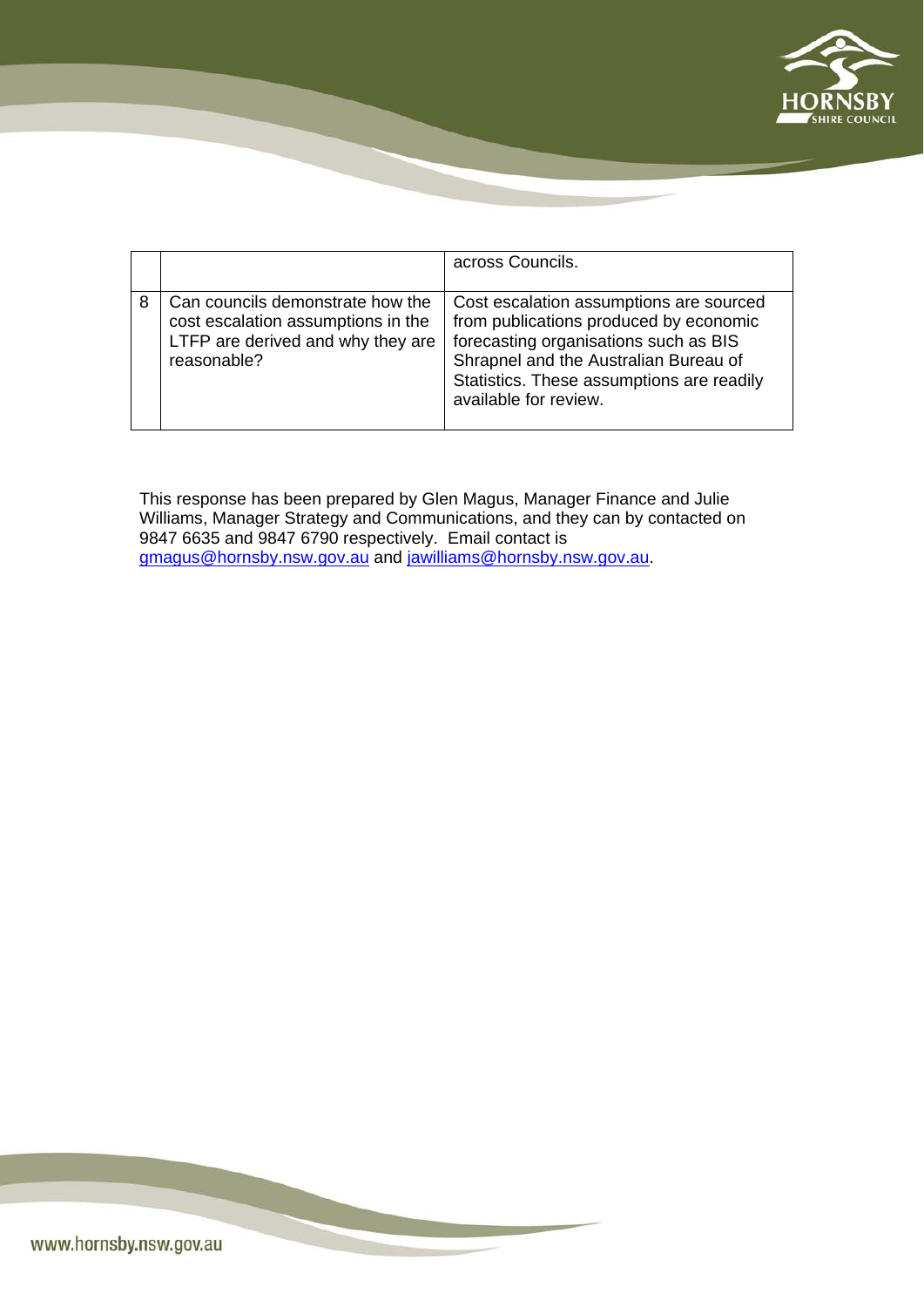| | | |
|---|---|---|
| | | across Councils. |
| 8 | Can councils demonstrate how the cost escalation assumptions in the LTFP are derived and why they are reasonable? | Cost escalation assumptions are sourced from publications produced by economic forecasting organisations such as BIS Shrapnel and the Australian Bureau of Statistics. These assumptions are readily available for review. |

This response has been prepared by Glen Magus, Manager Finance and Julie Williams, Manager Strategy and Communications, and they can by contacted on 9847 6635 and 9847 6790 respectively. Email contact is gmagus@hornsby.nsw.gov.au and jawilliams@hornsby.nsw.gov.au.